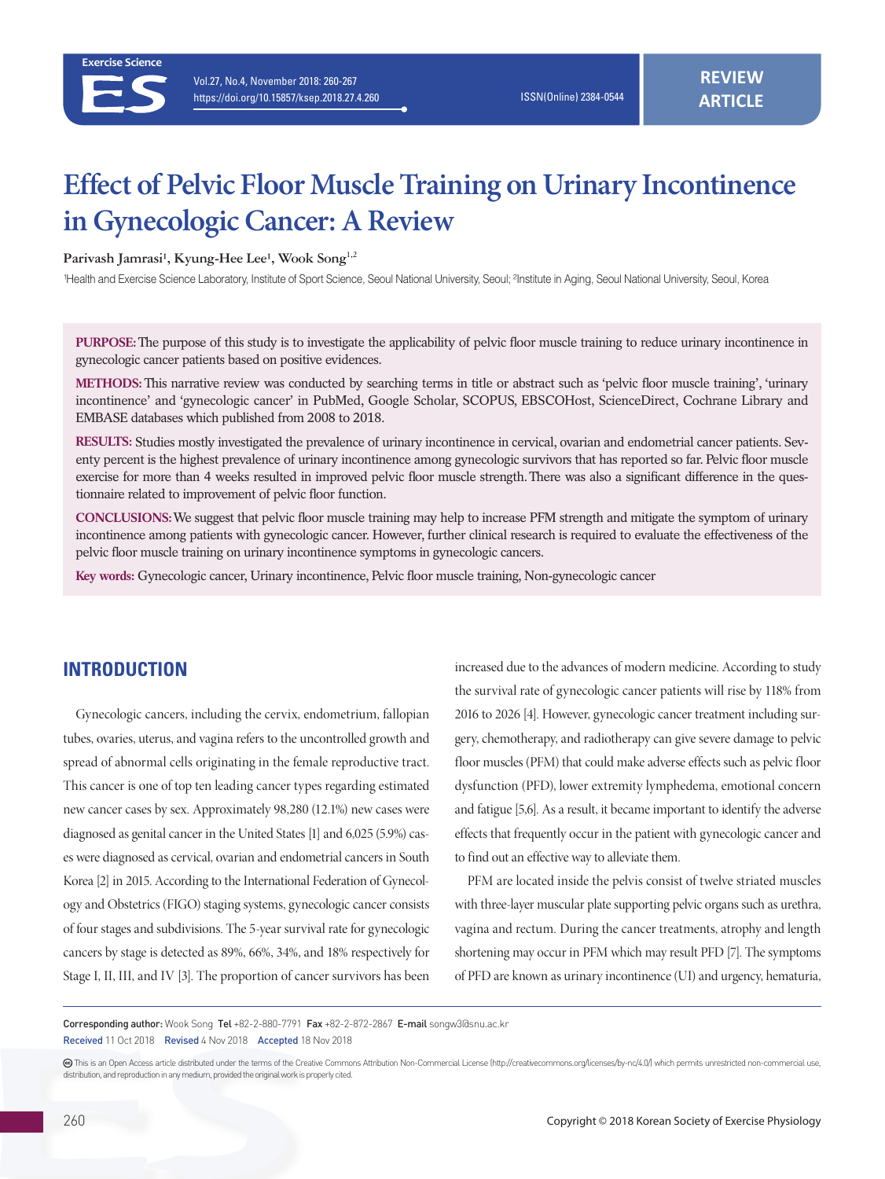# Effect of Pelvic Floor Muscle Training on Urinary Incontinence in Gynecologic Cancer: A Review

**Parivash Jamrasi[1], Kyung-Hee Lee[1], Wook Song[1,2]**

[1]Health and Exercise Science Laboratory, Institute of Sport Science, Seoul National University, Seoul; [2]Institute in Aging, Seoul National University, Seoul, Korea

**PURPOSE:** The purpose of this study is to investigate the applicability of pelvic floor muscle training to reduce urinary incontinence in gynecologic cancer patients based on positive evidences.

**METHODS:** This narrative review was conducted by searching terms in title or abstract such as 'pelvic floor muscle training', 'urinary incontinence' and 'gynecologic cancer' in PubMed, Google Scholar, SCOPUS, EBSCOHost, ScienceDirect, Cochrane Library and EMBASE databases which published from 2008 to 2018.

**RESULTS:** Studies mostly investigated the prevalence of urinary incontinence in cervical, ovarian and endometrial cancer patients. Seventy percent is the highest prevalence of urinary incontinence among gynecologic survivors that has reported so far. Pelvic floor muscle exercise for more than 4 weeks resulted in improved pelvic floor muscle strength. There was also a significant difference in the questionnaire related to improvement of pelvic floor function.

**CONCLUSIONS:** We suggest that pelvic floor muscle training may help to increase PFM strength and mitigate the symptom of urinary incontinence among patients with gynecologic cancer. However, further clinical research is required to evaluate the effectiveness of the pelvic floor muscle training on urinary incontinence symptoms in gynecologic cancers.

**Key words:** Gynecologic cancer, Urinary incontinence, Pelvic floor muscle training, Non-gynecologic cancer

## INTRODUCTION

Gynecologic cancers, including the cervix, endometrium, fallopian tubes, ovaries, uterus, and vagina refers to the uncontrolled growth and spread of abnormal cells originating in the female reproductive tract. This cancer is one of top ten leading cancer types regarding estimated new cancer cases by sex. Approximately 98,280 (12.1%) new cases were diagnosed as genital cancer in the United States [1] and 6,025 (5.9%) cases were diagnosed as cervical, ovarian and endometrial cancers in South Korea [2] in 2015. According to the International Federation of Gynecology and Obstetrics (FIGO) staging systems, gynecologic cancer consists of four stages and subdivisions. The 5-year survival rate for gynecologic cancers by stage is detected as 89%, 66%, 34%, and 18% respectively for Stage I, II, III, and IV [3]. The proportion of cancer survivors has been increased due to the advances of modern medicine. According to study the survival rate of gynecologic cancer patients will rise by 118% from 2016 to 2026 [4]. However, gynecologic cancer treatment including surgery, chemotherapy, and radiotherapy can give severe damage to pelvic floor muscles (PFM) that could make adverse effects such as pelvic floor dysfunction (PFD), lower extremity lymphedema, emotional concern and fatigue [5,6]. As a result, it became important to identify the adverse effects that frequently occur in the patient with gynecologic cancer and to find out an effective way to alleviate them.

PFM are located inside the pelvis consist of twelve striated muscles with three-layer muscular plate supporting pelvic organs such as urethra, vagina and rectum. During the cancer treatments, atrophy and length shortening may occur in PFM which may result PFD [7]. The symptoms of PFD are known as urinary incontinence (UI) and urgency, hematuria,

Corresponding author: Wook Song Tel +82-2-880-7791 Fax +82-2-872-2867 E-mail songw3@snu.ac.kr
Received 11 Oct 2018 Revised 4 Nov 2018 Accepted 18 Nov 2018

This is an Open Access article distributed under the terms of the Creative Commons Attribution Non-Commercial License (http://creativecommons.org/licenses/by-nc/4.0/) which permits unrestricted non-commercial use, distribution, and reproduction in any medium, provided the original work is properly cited.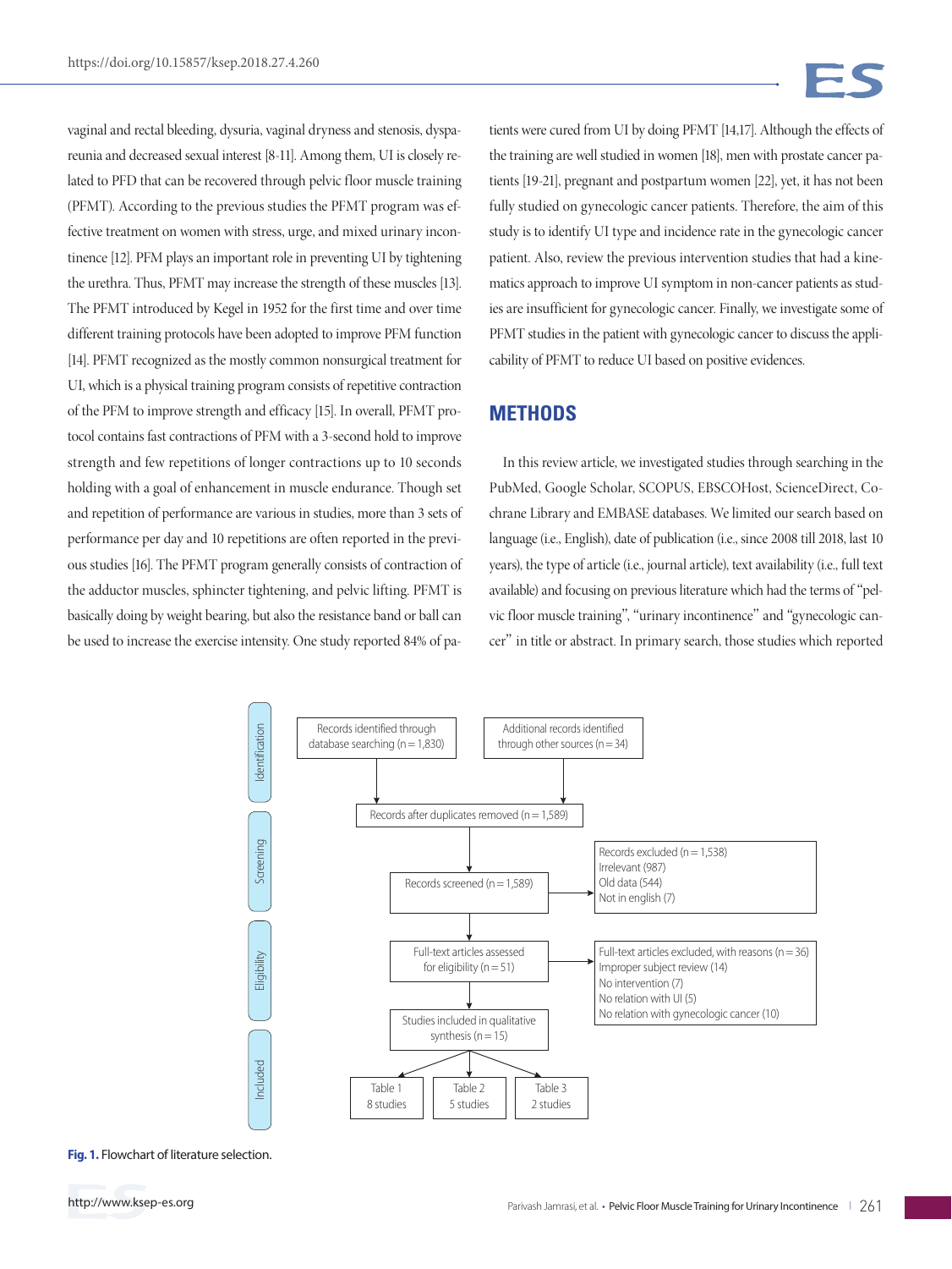vaginal and rectal bleeding, dysuria, vaginal dryness and stenosis, dyspareunia and decreased sexual interest [8-11]. Among them, UI is closely related to PFD that can be recovered through pelvic floor muscle training (PFMT). According to the previous studies the PFMT program was effective treatment on women with stress, urge, and mixed urinary incontinence [12]. PFM plays an important role in preventing UI by tightening the urethra. Thus, PFMT may increase the strength of these muscles [13]. The PFMT introduced by Kegel in 1952 for the first time and over time different training protocols have been adopted to improve PFM function [14]. PFMT recognized as the mostly common nonsurgical treatment for UI, which is a physical training program consists of repetitive contraction of the PFM to improve strength and efficacy [15]. In overall, PFMT protocol contains fast contractions of PFM with a 3-second hold to improve strength and few repetitions of longer contractions up to 10 seconds holding with a goal of enhancement in muscle endurance. Though set and repetition of performance are various in studies, more than 3 sets of performance per day and 10 repetitions are often reported in the previous studies [16]. The PFMT program generally consists of contraction of the adductor muscles, sphincter tightening, and pelvic lifting. PFMT is basically doing by weight bearing, but also the resistance band or ball can be used to increase the exercise intensity. One study reported 84% of patients were cured from UI by doing PFMT [14,17]. Although the effects of the training are well studied in women [18], men with prostate cancer patients [19-21], pregnant and postpartum women [22], yet, it has not been fully studied on gynecologic cancer patients. Therefore, the aim of this study is to identify UI type and incidence rate in the gynecologic cancer patient. Also, review the previous intervention studies that had a kinematics approach to improve UI symptom in non-cancer patients as studies are insufficient for gynecologic cancer. Finally, we investigate some of PFMT studies in the patient with gynecologic cancer to discuss the applicability of PFMT to reduce UI based on positive evidences.

## METHODS

In this review article, we investigated studies through searching in the PubMed, Google Scholar, SCOPUS, EBSCOHost, ScienceDirect, Cochrane Library and EMBASE databases. We limited our search based on language (i.e., English), date of publication (i.e., since 2008 till 2018, last 10 years), the type of article (i.e., journal article), text availability (i.e., full text available) and focusing on previous literature which had the terms of "pelvic floor muscle training", "urinary incontinence" and "gynecologic cancer" in title or abstract. In primary search, those studies which reported

Identification

Records identified through database searching (n = 1,830)

Additional records identified through other sources (n = 34)

Records after duplicates removed (n = 1,589)

Screening

Records screened (n = 1,589)

Records excluded (n = 1,538)
Irrelevant (987)
Old data (544)
Not in english (7)

Eligibility

Full-text articles assessed for eligibility (n = 51)

Full-text articles excluded, with reasons (n = 36)
Improper subject review (14)
No intervention (7)
No relation with UI (5)
No relation with gynecologic cancer (10)

Included

Studies included in qualitative synthesis (n = 15)

Table 1 8 studies

Table 2 5 studies

Table 3 2 studies

**Fig. 1.** Flowchart of literature selection.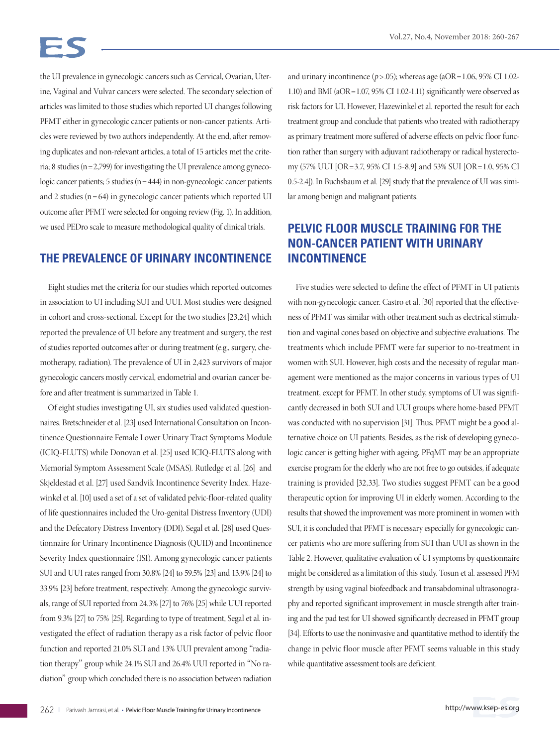the UI prevalence in gynecologic cancers such as Cervical, Ovarian, Uterine, Vaginal and Vulvar cancers were selected. The secondary selection of articles was limited to those studies which reported UI changes following PFMT either in gynecologic cancer patients or non-cancer patients. Articles were reviewed by two authors independently. At the end, after removing duplicates and non-relevant articles, a total of 15 articles met the criteria; 8 studies (n = 2,799) for investigating the UI prevalence among gynecologic cancer patients; 5 studies (n = 444) in non-gynecologic cancer patients and 2 studies (n = 64) in gynecologic cancer patients which reported UI outcome after PFMT were selected for ongoing review (Fig. 1). In addition, we used PEDro scale to measure methodological quality of clinical trials.

## THE PREVALENCE OF URINARY INCONTINENCE

Eight studies met the criteria for our studies which reported outcomes in association to UI including SUI and UUI. Most studies were designed in cohort and cross-sectional. Except for the two studies [23,24] which reported the prevalence of UI before any treatment and surgery, the rest of studies reported outcomes after or during treatment (e.g., surgery, chemotherapy, radiation). The prevalence of UI in 2,423 survivors of major gynecologic cancers mostly cervical, endometrial and ovarian cancer before and after treatment is summarized in Table 1.

Of eight studies investigating UI, six studies used validated questionnaires. Bretschneider et al. [23] used International Consultation on Incontinence Questionnaire Female Lower Urinary Tract Symptoms Module (ICIQ-FLUTS) while Donovan et al. [25] used ICIQ-FLUTS along with Memorial Symptom Assessment Scale (MSAS). Rutledge et al. [26] and Skjeldestad et al. [27] used Sandvik Incontinence Severity Index. Hazewinkel et al. [10] used a set of a set of validated pelvic-floor-related quality of life questionnaires included the Uro-genital Distress Inventory (UDI) and the Defecatory Distress Inventory (DDI). Segal et al. [28] used Questionnaire for Urinary Incontinence Diagnosis (QUID) and Incontinence Severity Index questionnaire (ISI). Among gynecologic cancer patients SUI and UUI rates ranged from 30.8% [24] to 59.5% [23] and 13.9% [24] to 33.9% [23] before treatment, respectively. Among the gynecologic survivals, range of SUI reported from 24.3% [27] to 76% [25] while UUI reported from 9.3% [27] to 75% [25]. Regarding to type of treatment, Segal et al. investigated the effect of radiation therapy as a risk factor of pelvic floor function and reported 21.0% SUI and 13% UUI prevalent among "radiation therapy" group while 24.1% SUI and 26.4% UUI reported in "No radiation" group which concluded there is no association between radiation and urinary incontinence ($p > .05$); whereas age (aOR = 1.06, 95% CI 1.02-1.10) and BMI (aOR = 1.07, 95% CI 1.02-1.11) significantly were observed as risk factors for UI. However, Hazewinkel et al. reported the result for each treatment group and conclude that patients who treated with radiotherapy as primary treatment more suffered of adverse effects on pelvic floor function rather than surgery with adjuvant radiotherapy or radical hysterectomy (57% UUI [OR = 3.7, 95% CI 1.5-8.9] and 53% SUI [OR = 1.0, 95% CI 0.5-2.4]). In Buchsbaum et al. [29] study that the prevalence of UI was similar among benign and malignant patients.

## PELVIC FLOOR MUSCLE TRAINING FOR THE NON-CANCER PATIENT WITH URINARY INCONTINENCE

Five studies were selected to define the effect of PFMT in UI patients with non-gynecologic cancer. Castro et al. [30] reported that the effectiveness of PFMT was similar with other treatment such as electrical stimulation and vaginal cones based on objective and subjective evaluations. The treatments which include PFMT were far superior to no-treatment in women with SUI. However, high costs and the necessity of regular management were mentioned as the major concerns in various types of UI treatment, except for PFMT. In other study, symptoms of UI was significantly decreased in both SUI and UUI groups where home-based PFMT was conducted with no supervision [31]. Thus, PFMT might be a good alternative choice on UI patients. Besides, as the risk of developing gynecologic cancer is getting higher with ageing, PFqMT may be an appropriate exercise program for the elderly who are not free to go outsides, if adequate training is provided [32,33]. Two studies suggest PFMT can be a good therapeutic option for improving UI in elderly women. According to the results that showed the improvement was more prominent in women with SUI, it is concluded that PFMT is necessary especially for gynecologic cancer patients who are more suffering from SUI than UUI as shown in the Table 2. However, qualitative evaluation of UI symptoms by questionnaire might be considered as a limitation of this study. Tosun et al. assessed PFM strength by using vaginal biofeedback and transabdominal ultrasonography and reported significant improvement in muscle strength after training and the pad test for UI showed significantly decreased in PFMT group [34]. Efforts to use the noninvasive and quantitative method to identify the change in pelvic floor muscle after PFMT seems valuable in this study while quantitative assessment tools are deficient.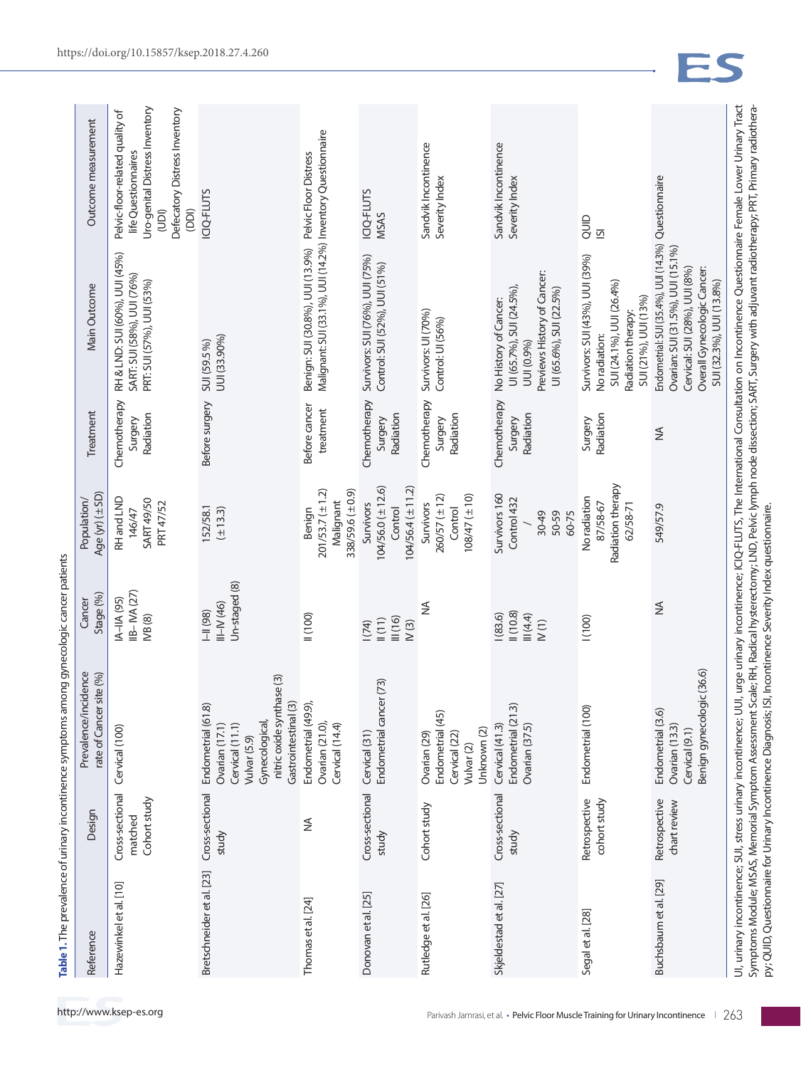**Table 1.** The prevalence of urinary incontinence symptoms among gynecologic cancer patients

| Reference | Design | Prevalence/incidence rate of Cancer site (%) | Cancer Stage (%) | Population/ Age (yr) (±SD) | Treatment | Main Outcome | Outcome measurement |
|---|---|---|---|---|---|---|---|
| Hazewinkel et al. [10] | Cross-sectional matched Cohort study | Cervical (100) | IA–IIA (95) IIB– IVA (27) IVB (8) | RH and LND 146/47 SART 49/50 PRT 47/52 | Chemotherapy Surgery Radiation | RH & LND: SUI (60%), UUI (45%) SART: SUI (58%), UUI (76%) PRT: SUI (57%), UUI (53%) | Pelvic-floor-related quality of life Questionnaires Uro-genital Distress Inventory (UDI) Defecatory Distress Inventory (DDI) |
| Bretschneider et al. [23] | Cross-sectional study | Endometrial (61.8) Ovarian (17.1) Cervical (11.1) Vulvar (5.9) Gynecological, nitric oxide synthase (3) Gastrointestinal (3) | I–II (98) III–IV (46) Un-staged (8) | 152/58.1 (±13.3) | Before surgery | SUI (59.5%) UUI (33.90%) | ICIQ-FLUTS |
| Thomas et al. [24] | NA | Endometrial (49.9), Ovarian (21.0), Cervical (14.4) | II (100) | Benign 201/53.7 (±1.2) Malignant 338/59.6 (±0.9) | Before cancer treatment | Benign: SUI (30.8%), UUI (13.9%) Malignant: SUI (33.1%), UUI (14.2%) | Pelvic Floor Distress Inventory Questionnaire |
| Donovan et al. [25] | Cross-sectional study | Cervical (31) Endometrial cancer (73) | I (74) II (11) III (16) IV (3) | Survivors 104/56.0 (±12.6) Control 104/56.4 (±11.2) | Chemotherapy Surgery Radiation | Survivors: SUI (76%), UUI (75%) Control: SUI (52%), UUI (51%) | ICIQ-FLUTS MSAS |
| Rutledge et al. [26] | Cohort study | Ovarian (29) Endometrial (45) Cervical (22) Vulvar (2) Unknown (2) | NA | Survivors 260/57 (±12) Control 108/47 (±10) | Chemotherapy Surgery Radiation | Survivors: UI (70%) Control: UI (56%) | Sandvik Incontinence Severity Index |
| Skjeldestad et al. [27] | Cross-sectional study | Cervical (41.3) Endometrial (21.3) Ovarian (37.5) | I (83.6) II (10.8) III (4.4) IV (1) | Survivors 160 Control 432 / 30-49 50-59 60-75 | Chemotherapy Surgery Radiation | No History of Cancer: UI (65.7%), SUI (24.5%), UUI (0.9%) Previews History of Cancer: UI (65.6%), SUI (22.5%) | Sandvik Incontinence Severity Index |
| Segal et al. [28] | Retrospective cohort study | Endometrial (100) | I (100) | No radiation 87/58-67 Radiation therapy 62/58-71 | Surgery Radiation | Survivors: SUI (43%), UUI (39%) No radiation: SUI (24.1%), UUI (26.4%) Radiation therapy: SUI (21%), UUI (13%) | QUID ISI |
| Buchsbaum et al. [29] | Retrospective chart review | Endometrial (3.6) Ovarian (13.3) Cervical (9.1) Benign gynecologic (36.6) | NA | 549/57.9 | NA | Endometrial: SUI (35.4%), UUI (14.3%) Ovarian: SUI (31.5%), UUI (15.1%) Cervical: SUI (28%), UUI (8%) Overall Gynecologic Cancer: SUI (32.3%), UUI (13.8%) | Questionnaire |

UI, urinary incontinence; SUI, stress urinary incontinence; UUI, urge urinary incontinence; ICIQ-FLUTS, The International Consultation on Incontinence Questionnaire Female Lower Urinary Tract Symptoms Module; MSAS, Memorial Symptom Assessment Scale; RH, Radical hysterectomy; LND, Pelvic lymph node dissection; SART, Surgery with adjuvant radiotherapy; PRT, Primary radiotherapy; QUID, Questionnaire for Urinary Incontinence Diagnosis; ISI, Incontinence Severity Index questionnaire.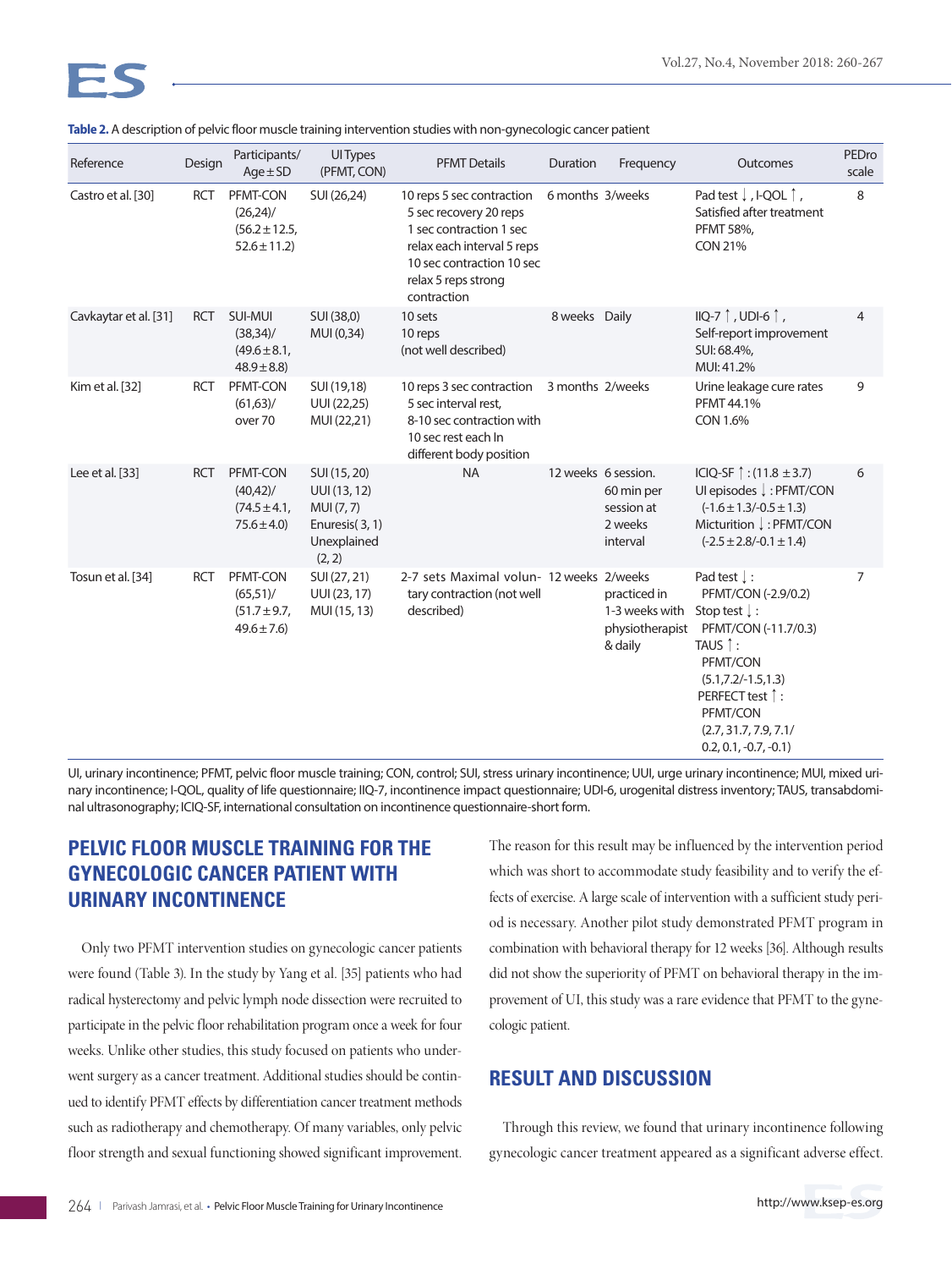**Table 2.** A description of pelvic floor muscle training intervention studies with non-gynecologic cancer patient

| Reference | Design | Participants/ Age ± SD | UI Types (PFMT, CON) | PFMT Details | Duration | Frequency | Outcomes | PEDro scale |
|---|---|---|---|---|---|---|---|---|
| Castro et al. [30] | RCT | PFMT-CON (26,24)/ (56.2 ± 12.5, 52.6 ± 11.2) | SUI (26,24) | 10 reps 5 sec contraction 5 sec recovery 20 reps 1 sec contraction 1 sec relax each interval 5 reps 10 sec contraction 10 sec relax 5 reps strong contraction | 6 months | 3/weeks | Pad test ↓, I-QOL ↑, Satisfied after treatment PFMT 58%, CON 21% | 8 |
| Cavkaytar et al. [31] | RCT | SUI-MUI (38,34)/ (49.6 ± 8.1, 48.9 ± 8.8) | SUI (38,0) MUI (0,34) | 10 sets 10 reps (not well described) | 8 weeks | Daily | IIQ-7 ↑, UDI-6 ↑, Self-report improvement SUI: 68.4%, MUI: 41.2% | 4 |
| Kim et al. [32] | RCT | PFMT-CON (61,63)/ over 70 | SUI (19,18) UUI (22,25) MUI (22,21) | 10 reps 3 sec contraction 5 sec interval rest, 8-10 sec contraction with 10 sec rest each In different body position | 3 months | 2/weeks | Urine leakage cure rates PFMT 44.1% CON 1.6% | 9 |
| Lee et al. [33] | RCT | PFMT-CON (40,42)/ (74.5 ± 4.1, 75.6 ± 4.0) | SUI (15, 20) UUI (13, 12) MUI (7, 7) Enuresis( 3, 1) Unexplained (2, 2) | NA | 12 weeks | 6 session. 60 min per session at 2 weeks interval | ICIQ-SF ↑: (11.8 ± 3.7) UI episodes ↓: PFMT/CON (-1.6 ± 1.3/-0.5 ± 1.3) Micturition ↓: PFMT/CON (-2.5 ± 2.8/-0.1 ± 1.4) | 6 |
| Tosun et al. [34] | RCT | PFMT-CON (65,51)/ (51.7 ± 9.7, 49.6 ± 7.6) | SUI (27, 21) UUI (23, 17) MUI (15, 13) | 2-7 sets Maximal voluntary contraction (not well described) | 12 weeks | 2/weeks practiced in 1-3 weeks with physiotherapist & daily | Pad test ↓: PFMT/CON (-2.9/0.2) Stop test ↓: PFMT/CON (-11.7/0.3) TAUS ↑: PFMT/CON (5.1,7.2/-1.5,1.3) PERFECT test ↑: PFMT/CON (2.7, 31.7, 7.9, 7.1/ 0.2, 0.1, -0.7, -0.1) | 7 |

UI, urinary incontinence; PFMT, pelvic floor muscle training; CON, control; SUI, stress urinary incontinence; UUI, urge urinary incontinence; MUI, mixed urinary incontinence; I-QOL, quality of life questionnaire; IIQ-7, incontinence impact questionnaire; UDI-6, urogenital distress inventory; TAUS, transabdominal ultrasonography; ICIQ-SF, international consultation on incontinence questionnaire-short form.

## PELVIC FLOOR MUSCLE TRAINING FOR THE GYNECOLOGIC CANCER PATIENT WITH URINARY INCONTINENCE

Only two PFMT intervention studies on gynecologic cancer patients were found (Table 3). In the study by Yang et al. [35] patients who had radical hysterectomy and pelvic lymph node dissection were recruited to participate in the pelvic floor rehabilitation program once a week for four weeks. Unlike other studies, this study focused on patients who underwent surgery as a cancer treatment. Additional studies should be continued to identify PFMT effects by differentiation cancer treatment methods such as radiotherapy and chemotherapy. Of many variables, only pelvic floor strength and sexual functioning showed significant improvement. The reason for this result may be influenced by the intervention period which was short to accommodate study feasibility and to verify the effects of exercise. A large scale of intervention with a sufficient study period is necessary. Another pilot study demonstrated PFMT program in combination with behavioral therapy for 12 weeks [36]. Although results did not show the superiority of PFMT on behavioral therapy in the improvement of UI, this study was a rare evidence that PFMT to the gynecologic patient.

## RESULT AND DISCUSSION

Through this review, we found that urinary incontinence following gynecologic cancer treatment appeared as a significant adverse effect.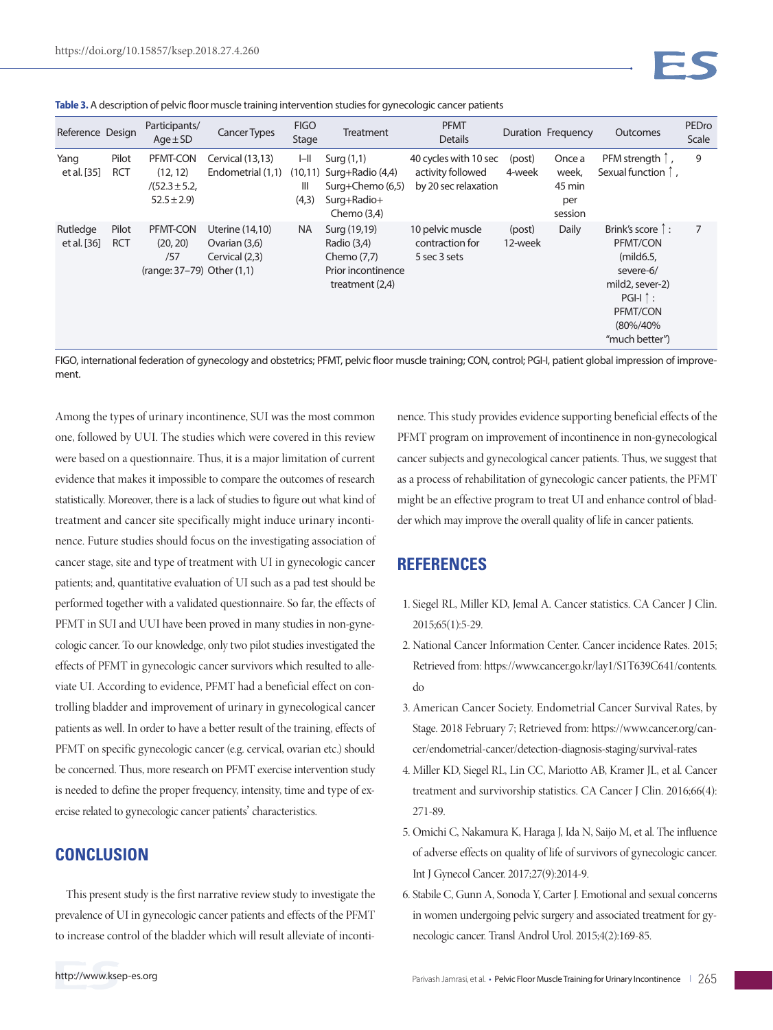**Table 3.** A description of pelvic floor muscle training intervention studies for gynecologic cancer patients

| Reference | Design | Participants/ Age ± SD | Cancer Types | FIGO Stage | Treatment | PFMT Details | Duration | Frequency | Outcomes | PEDro Scale |
|---|---|---|---|---|---|---|---|---|---|---|
| Yang et al. [35] | Pilot RCT | PFMT-CON (12, 12) /(52.3 ± 5.2, 52.5 ± 2.9) | Cervical (13,13) Endometrial (1,1) | I–II (10,11) III (4,3) | Surg (1,1) Surg+Radio (4,4) Surg+Chemo (6,5) Surg+Radio+ Chemo (3,4) | 40 cycles with 10 sec activity followed by 20 sec relaxation | (post) 4-week | Once a week, 45 min per session | PFM strength ↑, Sexual function ↑, | 9 |
| Rutledge et al. [36] | Pilot RCT | PFMT-CON (20, 20) /57 (range: 37–79) | Uterine (14,10) Ovarian (3,6) Cervical (2,3) Other (1,1) | NA | Surg (19,19) Radio (3,4) Chemo (7,7) Prior incontinence treatment (2,4) | 10 pelvic muscle contraction for 5 sec 3 sets | (post) 12-week | Daily | Brink's score ↑: PFMT/CON (mild6.5, severe-6/ mild2, sever-2) PGI-I ↑: PFMT/CON (80%/40% "much better") | 7 |

FIGO, international federation of gynecology and obstetrics; PFMT, pelvic floor muscle training; CON, control; PGI-I, patient global impression of improvement.

Among the types of urinary incontinence, SUI was the most common one, followed by UUI. The studies which were covered in this review were based on a questionnaire. Thus, it is a major limitation of current evidence that makes it impossible to compare the outcomes of research statistically. Moreover, there is a lack of studies to figure out what kind of treatment and cancer site specifically might induce urinary incontinence. Future studies should focus on the investigating association of cancer stage, site and type of treatment with UI in gynecologic cancer patients; and, quantitative evaluation of UI such as a pad test should be performed together with a validated questionnaire. So far, the effects of PFMT in SUI and UUI have been proved in many studies in non-gynecologic cancer. To our knowledge, only two pilot studies investigated the effects of PFMT in gynecologic cancer survivors which resulted to alleviate UI. According to evidence, PFMT had a beneficial effect on controlling bladder and improvement of urinary in gynecological cancer patients as well. In order to have a better result of the training, effects of PFMT on specific gynecologic cancer (e.g. cervical, ovarian etc.) should be concerned. Thus, more research on PFMT exercise intervention study is needed to define the proper frequency, intensity, time and type of exercise related to gynecologic cancer patients' characteristics.

## CONCLUSION

This present study is the first narrative review study to investigate the prevalence of UI in gynecologic cancer patients and effects of the PFMT to increase control of the bladder which will result alleviate of incontinence. This study provides evidence supporting beneficial effects of the PFMT program on improvement of incontinence in non-gynecological cancer subjects and gynecological cancer patients. Thus, we suggest that as a process of rehabilitation of gynecologic cancer patients, the PFMT might be an effective program to treat UI and enhance control of bladder which may improve the overall quality of life in cancer patients.

## REFERENCES

1. Siegel RL, Miller KD, Jemal A. Cancer statistics. CA Cancer J Clin. 2015;65(1):5-29.
2. National Cancer Information Center. Cancer incidence Rates. 2015; Retrieved from: https://www.cancer.go.kr/lay1/S1T639C641/contents.do
3. American Cancer Society. Endometrial Cancer Survival Rates, by Stage. 2018 February 7; Retrieved from: https://www.cancer.org/cancer/endometrial-cancer/detection-diagnosis-staging/survival-rates
4. Miller KD, Siegel RL, Lin CC, Mariotto AB, Kramer JL, et al. Cancer treatment and survivorship statistics. CA Cancer J Clin. 2016;66(4):271-89.
5. Omichi C, Nakamura K, Haraga J, Ida N, Saijo M, et al. The influence of adverse effects on quality of life of survivors of gynecologic cancer. Int J Gynecol Cancer. 2017;27(9):2014-9.
6. Stabile C, Gunn A, Sonoda Y, Carter J. Emotional and sexual concerns in women undergoing pelvic surgery and associated treatment for gynecologic cancer. Transl Androl Urol. 2015;4(2):169-85.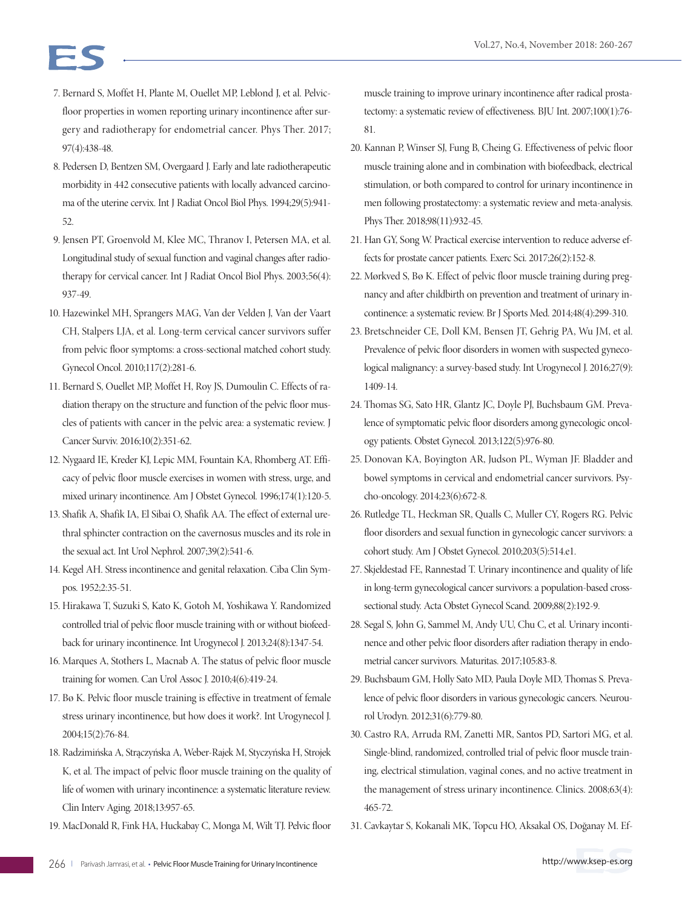7. Bernard S, Moffet H, Plante M, Ouellet MP, Leblond J, et al. Pelvic-floor properties in women reporting urinary incontinence after surgery and radiotherapy for endometrial cancer. Phys Ther. 2017;97(4):438-48.
8. Pedersen D, Bentzen SM, Overgaard J. Early and late radiotherapeutic morbidity in 442 consecutive patients with locally advanced carcinoma of the uterine cervix. Int J Radiat Oncol Biol Phys. 1994;29(5):941-52.
9. Jensen PT, Groenvold M, Klee MC, Thranov I, Petersen MA, et al. Longitudinal study of sexual function and vaginal changes after radiotherapy for cervical cancer. Int J Radiat Oncol Biol Phys. 2003;56(4):937-49.
10. Hazewinkel MH, Sprangers MAG, Van der Velden J, Van der Vaart CH, Stalpers LJA, et al. Long-term cervical cancer survivors suffer from pelvic floor symptoms: a cross-sectional matched cohort study. Gynecol Oncol. 2010;117(2):281-6.
11. Bernard S, Ouellet MP, Moffet H, Roy JS, Dumoulin C. Effects of radiation therapy on the structure and function of the pelvic floor muscles of patients with cancer in the pelvic area: a systematic review. J Cancer Surviv. 2016;10(2):351-62.
12. Nygaard IE, Kreder KJ, Lepic MM, Fountain KA, Rhomberg AT. Efficacy of pelvic floor muscle exercises in women with stress, urge, and mixed urinary incontinence. Am J Obstet Gynecol. 1996;174(1):120-5.
13. Shafik A, Shafik IA, El Sibai O, Shafik AA. The effect of external urethral sphincter contraction on the cavernosus muscles and its role in the sexual act. Int Urol Nephrol. 2007;39(2):541-6.
14. Kegel AH. Stress incontinence and genital relaxation. Ciba Clin Sympos. 1952;2:35-51.
15. Hirakawa T, Suzuki S, Kato K, Gotoh M, Yoshikawa Y. Randomized controlled trial of pelvic floor muscle training with or without biofeedback for urinary incontinence. Int Urogynecol J. 2013;24(8):1347-54.
16. Marques A, Stothers L, Macnab A. The status of pelvic floor muscle training for women. Can Urol Assoc J. 2010;4(6):419-24.
17. Bø K. Pelvic floor muscle training is effective in treatment of female stress urinary incontinence, but how does it work?. Int Urogynecol J. 2004;15(2):76-84.
18. Radzimińska A, Strączyńska A, Weber-Rajek M, Styczyńska H, Strojek K, et al. The impact of pelvic floor muscle training on the quality of life of women with urinary incontinence: a systematic literature review. Clin Interv Aging. 2018;13:957-65.
19. MacDonald R, Fink HA, Huckabay C, Monga M, Wilt TJ. Pelvic floor muscle training to improve urinary incontinence after radical prostatectomy: a systematic review of effectiveness. BJU Int. 2007;100(1):76-81.
20. Kannan P, Winser SJ, Fung B, Cheing G. Effectiveness of pelvic floor muscle training alone and in combination with biofeedback, electrical stimulation, or both compared to control for urinary incontinence in men following prostatectomy: a systematic review and meta-analysis. Phys Ther. 2018;98(11):932-45.
21. Han GY, Song W. Practical exercise intervention to reduce adverse effects for prostate cancer patients. Exerc Sci. 2017;26(2):152-8.
22. Mørkved S, Bø K. Effect of pelvic floor muscle training during pregnancy and after childbirth on prevention and treatment of urinary incontinence: a systematic review. Br J Sports Med. 2014;48(4):299-310.
23. Bretschneider CE, Doll KM, Bensen JT, Gehrig PA, Wu JM, et al. Prevalence of pelvic floor disorders in women with suspected gynecological malignancy: a survey-based study. Int Urogynecol J. 2016;27(9):1409-14.
24. Thomas SG, Sato HR, Glantz JC, Doyle PJ, Buchsbaum GM. Prevalence of symptomatic pelvic floor disorders among gynecologic oncology patients. Obstet Gynecol. 2013;122(5):976-80.
25. Donovan KA, Boyington AR, Judson PL, Wyman JF. Bladder and bowel symptoms in cervical and endometrial cancer survivors. Psycho-oncology. 2014;23(6):672-8.
26. Rutledge TL, Heckman SR, Qualls C, Muller CY, Rogers RG. Pelvic floor disorders and sexual function in gynecologic cancer survivors: a cohort study. Am J Obstet Gynecol. 2010;203(5):514.e1.
27. Skjeldestad FE, Rannestad T. Urinary incontinence and quality of life in long-term gynecological cancer survivors: a population-based cross-sectional study. Acta Obstet Gynecol Scand. 2009;88(2):192-9.
28. Segal S, John G, Sammel M, Andy UU, Chu C, et al. Urinary incontinence and other pelvic floor disorders after radiation therapy in endometrial cancer survivors. Maturitas. 2017;105:83-8.
29. Buchsbaum GM, Holly Sato MD, Paula Doyle MD, Thomas S. Prevalence of pelvic floor disorders in various gynecologic cancers. Neurourol Urodyn. 2012;31(6):779-80.
30. Castro RA, Arruda RM, Zanetti MR, Santos PD, Sartori MG, et al. Single-blind, randomized, controlled trial of pelvic floor muscle training, electrical stimulation, vaginal cones, and no active treatment in the management of stress urinary incontinence. Clinics. 2008;63(4):465-72.
31. Cavkaytar S, Kokanali MK, Topcu HO, Aksakal OS, Doğanay M. Ef-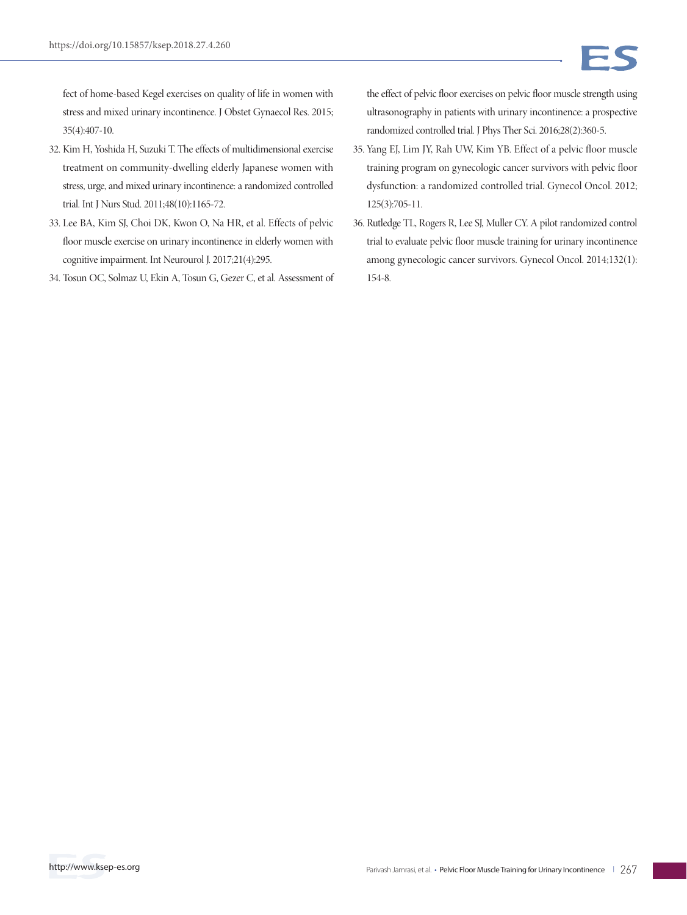fect of home-based Kegel exercises on quality of life in women with stress and mixed urinary incontinence. J Obstet Gynaecol Res. 2015; 35(4):407-10.

32. Kim H, Yoshida H, Suzuki T. The effects of multidimensional exercise treatment on community-dwelling elderly Japanese women with stress, urge, and mixed urinary incontinence: a randomized controlled trial. Int J Nurs Stud. 2011;48(10):1165-72.
33. Lee BA, Kim SJ, Choi DK, Kwon O, Na HR, et al. Effects of pelvic floor muscle exercise on urinary incontinence in elderly women with cognitive impairment. Int Neurourol J. 2017;21(4):295.
34. Tosun OC, Solmaz U, Ekin A, Tosun G, Gezer C, et al. Assessment of the effect of pelvic floor exercises on pelvic floor muscle strength using ultrasonography in patients with urinary incontinence: a prospective randomized controlled trial. J Phys Ther Sci. 2016;28(2):360-5.
35. Yang EJ, Lim JY, Rah UW, Kim YB. Effect of a pelvic floor muscle training program on gynecologic cancer survivors with pelvic floor dysfunction: a randomized controlled trial. Gynecol Oncol. 2012; 125(3):705-11.
36. Rutledge TL, Rogers R, Lee SJ, Muller CY. A pilot randomized control trial to evaluate pelvic floor muscle training for urinary incontinence among gynecologic cancer survivors. Gynecol Oncol. 2014;132(1): 154-8.